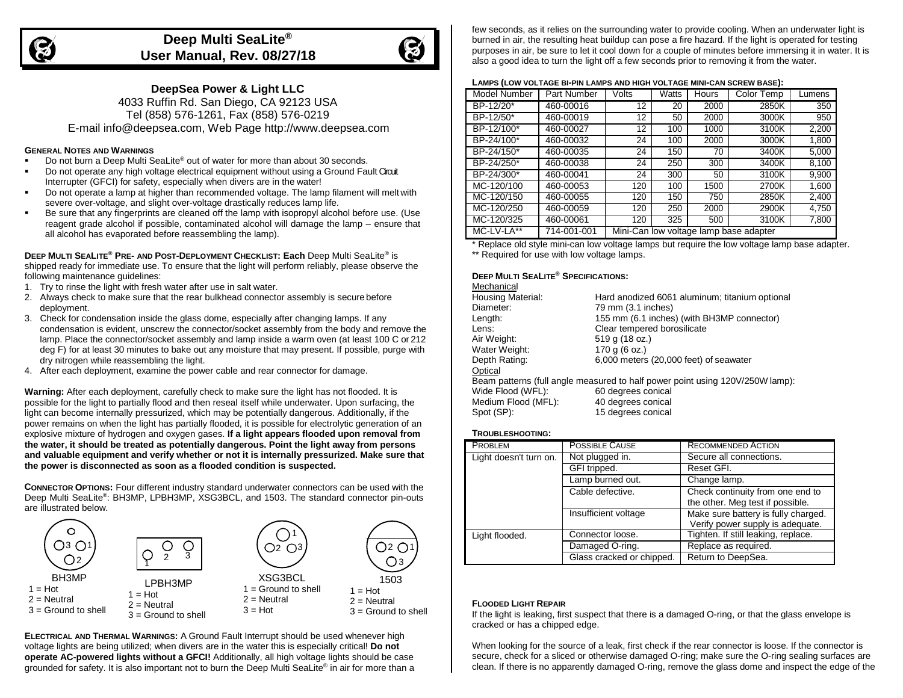# Deep Multi SeaLite®
## User Manual, Rev. 08/27/18

### DeepSea Power & Light LLC

4033 Ruffin Rd. San Diego, CA 92123 USA
Tel (858) 576-1261, Fax (858) 576-0219
E-mail info@deepsea.com, Web Page http://www.deepsea.com

#### GENERAL NOTES AND WARNINGS

- Do not burn a Deep Multi SeaLite® out of water for more than about 30 seconds.
- Do not operate any high voltage electrical equipment without using a Ground Fault Circuit Interrupter (GFCI) for safety, especially when divers are in the water!
- Do not operate a lamp at higher than recommended voltage. The lamp filament will melt with severe over-voltage, and slight over-voltage drastically reduces lamp life.
- Be sure that any fingerprints are cleaned off the lamp with isopropyl alcohol before use. (Use reagent grade alcohol if possible, contaminated alcohol will damage the lamp – ensure that all alcohol has evaporated before reassembling the lamp).

**DEEP MULTI SEALITE® PRE- AND POST-DEPLOYMENT CHECKLIST: Each** Deep Multi SeaLite® is shipped ready for immediate use. To ensure that the light will perform reliably, please observe the following maintenance guidelines:

1. Try to rinse the light with fresh water after use in salt water.
2. Always check to make sure that the rear bulkhead connector assembly is secure before deployment.
3. Check for condensation inside the glass dome, especially after changing lamps. If any condensation is evident, unscrew the connector/socket assembly from the body and remove the lamp. Place the connector/socket assembly and lamp inside a warm oven (at least 100 C or 212 deg F) for at least 30 minutes to bake out any moisture that may present. If possible, purge with dry nitrogen while reassembling the light.
4. After each deployment, examine the power cable and rear connector for damage.

**Warning:** After each deployment, carefully check to make sure the light has not flooded. It is possible for the light to partially flood and then reseal itself while underwater. Upon surfacing, the light can become internally pressurized, which may be potentially dangerous. Additionally, if the power remains on when the light has partially flooded, it is possible for electrolytic generation of an explosive mixture of hydrogen and oxygen gases. **If a light appears flooded upon removal from the water, it should be treated as potentially dangerous. Point the light away from persons and valuable equipment and verify whether or not it is internally pressurized. Make sure that the power is disconnected as soon as a flooded condition is suspected.**

**CONNECTOR OPTIONS:** Four different industry standard underwater connectors can be used with the Deep Multi SeaLite®: BH3MP, LPBH3MP, XSG3BCL, and 1503. The standard connector pin-outs are illustrated below.

BH3MP
1 = Hot
2 = Neutral
3 = Ground to shell

LPBH3MP
1 = Hot
2 = Neutral
3 = Ground to shell

XSG3BCL
1 = Ground to shell
2 = Neutral
3 = Hot

1503
1 = Hot
2 = Neutral
3 = Ground to shell

**ELECTRICAL AND THERMAL WARNINGS:** A Ground Fault Interrupt should be used whenever high voltage lights are being utilized; when divers are in the water this is especially critical! **Do not operate AC-powered lights without a GFCI!** Additionally, all high voltage lights should be case grounded for safety. It is also important not to burn the Deep Multi SeaLite® in air for more than a few seconds, as it relies on the surrounding water to provide cooling. When an underwater light is burned in air, the resulting heat buildup can pose a fire hazard. If the light is operated for testing purposes in air, be sure to let it cool down for a couple of minutes before immersing it in water. It is also a good idea to turn the light off a few seconds prior to removing it from the water.

#### LAMPS (LOW VOLTAGE BI-PIN LAMPS AND HIGH VOLTAGE MINI-CAN SCREW BASE):

| Model Number | Part Number | Volts | Watts | Hours | Color Temp | Lumens |
|---|---|---|---|---|---|---|
| BP-12/20* | 460-00016 | 12 | 20 | 2000 | 2850K | 350 |
| BP-12/50* | 460-00019 | 12 | 50 | 2000 | 3000K | 950 |
| BP-12/100* | 460-00027 | 12 | 100 | 1000 | 3100K | 2,200 |
| BP-24/100* | 460-00032 | 24 | 100 | 2000 | 3000K | 1,800 |
| BP-24/150* | 460-00035 | 24 | 150 | 70 | 3400K | 5,000 |
| BP-24/250* | 460-00038 | 24 | 250 | 300 | 3400K | 8,100 |
| BP-24/300* | 460-00041 | 24 | 300 | 50 | 3100K | 9,900 |
| MC-120/100 | 460-00053 | 120 | 100 | 1500 | 2700K | 1,600 |
| MC-120/150 | 460-00055 | 120 | 150 | 750 | 2850K | 2,400 |
| MC-120/250 | 460-00059 | 120 | 250 | 2000 | 2900K | 4,750 |
| MC-120/325 | 460-00061 | 120 | 325 | 500 | 3100K | 7,800 |
| MC-LV-LA** | 714-001-001 | Mini-Can low voltage lamp base adapter | | | | |

\* Replace old style mini-can low voltage lamps but require the low voltage lamp base adapter.
\*\* Required for use with low voltage lamps.

#### DEEP MULTI SEALITE® SPECIFICATIONS:

Mechanical

| | |
|---|---|
| Housing Material: | Hard anodized 6061 aluminum; titanium optional |
| Diameter: | 79 mm (3.1 inches) |
| Length: | 155 mm (6.1 inches) (with BH3MP connector) |
| Lens: | Clear tempered borosilicate |
| Air Weight: | 519 g (18 oz.) |
| Water Weight: | 170 g (6 oz.) |
| Depth Rating: | 6,000 meters (20,000 feet) of seawater |

Optical

Beam patterns (full angle measured to half power point using 120V/250W lamp):

| | |
|---|---|
| Wide Flood (WFL): | 60 degrees conical |
| Medium Flood (MFL): | 40 degrees conical |
| Spot (SP): | 15 degrees conical |

#### TROUBLESHOOTING:

| PROBLEM | POSSIBLE CAUSE | RECOMMENDED ACTION |
|---|---|---|
| Light doesn't turn on. | Not plugged in. | Secure all connections. |
| | GFI tripped. | Reset GFI. |
| | Lamp burned out. | Change lamp. |
| | Cable defective. | Check continuity from one end to the other. Meg test if possible. |
| | Insufficient voltage | Make sure battery is fully charged. Verify power supply is adequate. |
| Light flooded. | Connector loose. | Tighten. If still leaking, replace. |
| | Damaged O-ring. | Replace as required. |
| | Glass cracked or chipped. | Return to DeepSea. |

#### FLOODED LIGHT REPAIR

If the light is leaking, first suspect that there is a damaged O-ring, or that the glass envelope is cracked or has a chipped edge.

When looking for the source of a leak, first check if the rear connector is loose. If the connector is secure, check for a sliced or otherwise damaged O-ring; make sure the O-ring sealing surfaces are clean. If there is no apparently damaged O-ring, remove the glass dome and inspect the edge of the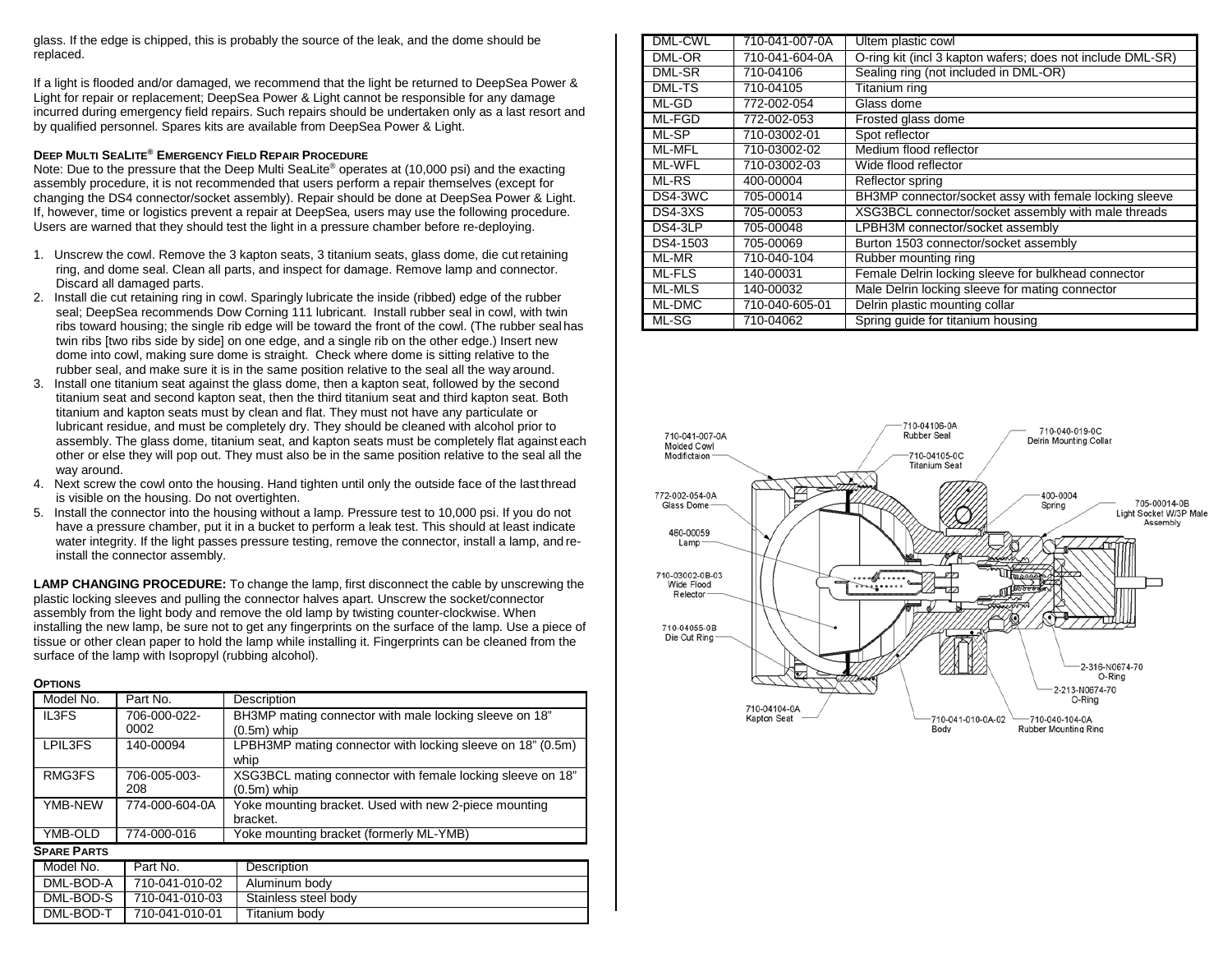glass. If the edge is chipped, this is probably the source of the leak, and the dome should be replaced.

If a light is flooded and/or damaged, we recommend that the light be returned to DeepSea Power & Light for repair or replacement; DeepSea Power & Light cannot be responsible for any damage incurred during emergency field repairs. Such repairs should be undertaken only as a last resort and by qualified personnel. Spares kits are available from DeepSea Power & Light.

**DEEP MULTI SEALITE® EMERGENCY FIELD REPAIR PROCEDURE**

Note: Due to the pressure that the Deep Multi SeaLite® operates at (10,000 psi) and the exacting assembly procedure, it is not recommended that users perform a repair themselves (except for changing the DS4 connector/socket assembly). Repair should be done at DeepSea Power & Light. If, however, time or logistics prevent a repair at DeepSea, users may use the following procedure. Users are warned that they should test the light in a pressure chamber before re-deploying.

1. Unscrew the cowl. Remove the 3 kapton seats, 3 titanium seats, glass dome, die cut retaining ring, and dome seal. Clean all parts, and inspect for damage. Remove lamp and connector. Discard all damaged parts.
2. Install die cut retaining ring in cowl. Sparingly lubricate the inside (ribbed) edge of the rubber seal; DeepSea recommends Dow Corning 111 lubricant. Install rubber seal in cowl, with twin ribs toward housing; the single rib edge will be toward the front of the cowl. (The rubber seal has twin ribs [two ribs side by side] on one edge, and a single rib on the other edge.) Insert new dome into cowl, making sure dome is straight. Check where dome is sitting relative to the rubber seal, and make sure it is in the same position relative to the seal all the way around.
3. Install one titanium seat against the glass dome, then a kapton seat, followed by the second titanium seat and second kapton seat, then the third titanium seat and third kapton seat. Both titanium and kapton seats must by clean and flat. They must not have any particulate or lubricant residue, and must be completely dry. They should be cleaned with alcohol prior to assembly. The glass dome, titanium seat, and kapton seats must be completely flat against each other or else they will pop out. They must also be in the same position relative to the seal all the way around.
4. Next screw the cowl onto the housing. Hand tighten until only the outside face of the last thread is visible on the housing. Do not overtighten.
5. Install the connector into the housing without a lamp. Pressure test to 10,000 psi. If you do not have a pressure chamber, put it in a bucket to perform a leak test. This should at least indicate water integrity. If the light passes pressure testing, remove the connector, install a lamp, and re-install the connector assembly.

**LAMP CHANGING PROCEDURE:** To change the lamp, first disconnect the cable by unscrewing the plastic locking sleeves and pulling the connector halves apart. Unscrew the socket/connector assembly from the light body and remove the old lamp by twisting counter-clockwise. When installing the new lamp, be sure not to get any fingerprints on the surface of the lamp. Use a piece of tissue or other clean paper to hold the lamp while installing it. Fingerprints can be cleaned from the surface of the lamp with Isopropyl (rubbing alcohol).

**OPTIONS**

| Model No. | Part No. | Description |
|---|---|---|
| IL3FS | 706-000-022-0002 | BH3MP mating connector with male locking sleeve on 18" (0.5m) whip |
| LPIL3FS | 140-00094 | LPBH3MP mating connector with locking sleeve on 18" (0.5m) whip |
| RMG3FS | 706-005-003-208 | XSG3BCL mating connector with female locking sleeve on 18" (0.5m) whip |
| YMB-NEW | 774-000-604-0A | Yoke mounting bracket. Used with new 2-piece mounting bracket. |
| YMB-OLD | 774-000-016 | Yoke mounting bracket (formerly ML-YMB) |

**SPARE PARTS**

| Model No. | Part No. | Description |
|---|---|---|
| DML-BOD-A | 710-041-010-02 | Aluminum body |
| DML-BOD-S | 710-041-010-03 | Stainless steel body |
| DML-BOD-T | 710-041-010-01 | Titanium body |
| DML-CWL | 710-041-007-0A | Ultem plastic cowl |
| DML-OR | 710-041-604-0A | O-ring kit (incl 3 kapton wafers; does not include DML-SR) |
| DML-SR | 710-04106 | Sealing ring (not included in DML-OR) |
| DML-TS | 710-04105 | Titanium ring |
| ML-GD | 772-002-054 | Glass dome |
| ML-FGD | 772-002-053 | Frosted glass dome |
| ML-SP | 710-03002-01 | Spot reflector |
| ML-MFL | 710-03002-02 | Medium flood reflector |
| ML-WFL | 710-03002-03 | Wide flood reflector |
| ML-RS | 400-00004 | Reflector spring |
| DS4-3WC | 705-00014 | BH3MP connector/socket assy with female locking sleeve |
| DS4-3XS | 705-00053 | XSG3BCL connector/socket assembly with male threads |
| DS4-3LP | 705-00048 | LPBH3M connector/socket assembly |
| DS4-1503 | 705-00069 | Burton 1503 connector/socket assembly |
| ML-MR | 710-040-104 | Rubber mounting ring |
| ML-FLS | 140-00031 | Female Delrin locking sleeve for bulkhead connector |
| ML-MLS | 140-00032 | Male Delrin locking sleeve for mating connector |
| ML-DMC | 710-040-605-01 | Delrin plastic mounting collar |
| ML-SG | 710-04062 | Spring guide for titanium housing |

710-041-007-0A Molded Cowl Modifictaion
772-002-054-0A Glass Dome
460-00059 Lamp
710-03002-0B-03 Wide Flood Relector
710-04055-0B Die Cut Ring
710-04104-0A Kapton Seat
710-04106-0A Rubber Seal
710-04105-0C Titanium Seat
710-040-019-0C Delrin Mounting Collar
400-0004 Spring
705-00014-0B Light Socket W/3P Male Assembly
2-316-N0674-70 O-Ring
2-213-N0674-70 O-Ring
710-041-010-0A-02 Body
710-040-104-0A Rubber Mounting Ring